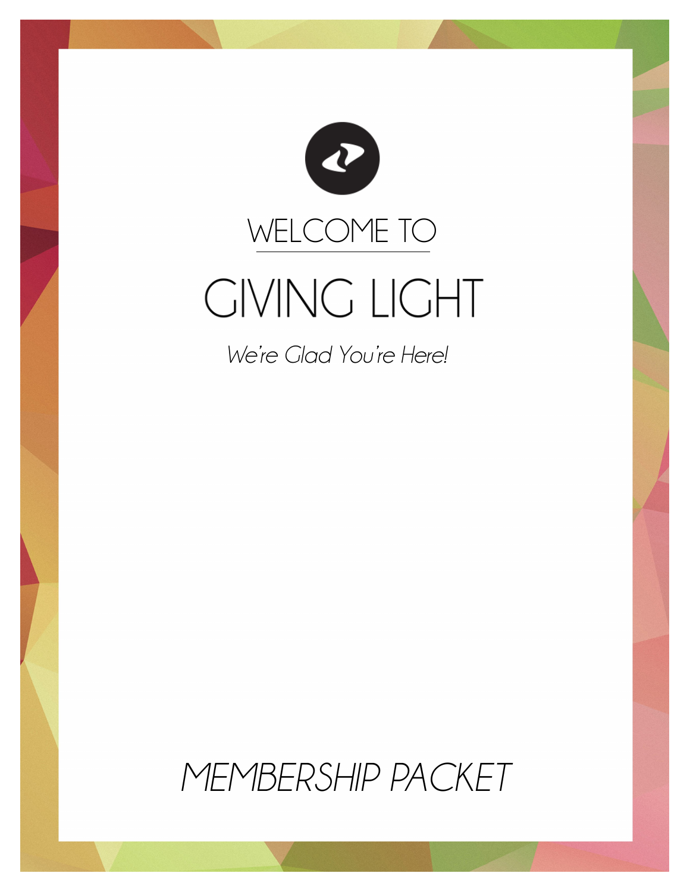WELCOME TO

# GIVING LIGHT

*We're Glad You're Here!*

*MEMBERSHIP PACKET*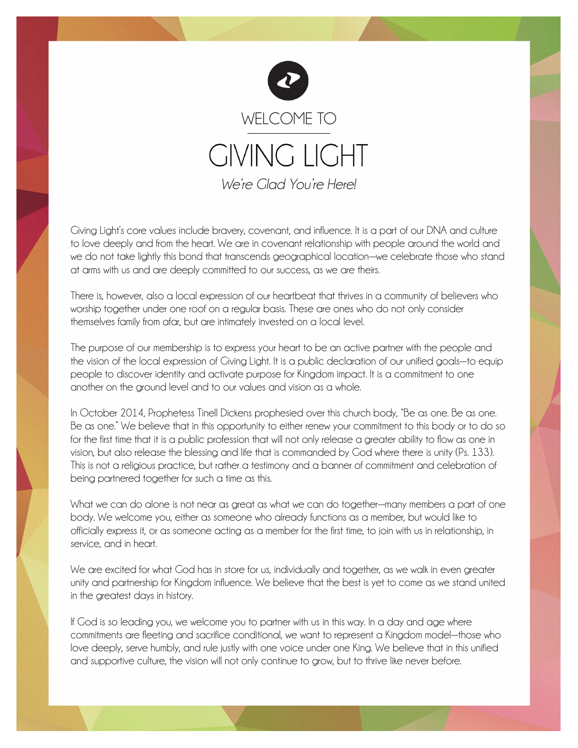WELCOME TO

# GIVING LIGHT

*We're Glad You're Here!*

Giving Light's core values include bravery, covenant, and influence. It is a part of our DNA and culture to love deeply and from the heart. We are in covenant relationship with people around the world and we do not take lightly this bond that transcends geographical location—we celebrate those who stand at arms with us and are deeply committed to our success, as we are theirs.

There is, however, also a local expression of our heartbeat that thrives in a community of believers who worship together under one roof on a regular basis. These are ones who do not only consider themselves family from afar, but are intimately invested on a local level.

The purpose of our membership is to express your heart to be an active partner with the people and the vision of the local expression of Giving Light. It is a public declaration of our unified goals—to equip people to discover identity and activate purpose for Kingdom impact. It is a commitment to one another on the ground level and to our values and vision as a whole.

In October 2014, Prophetess Tinell Dickens prophesied over this church body, "Be as one. Be as one. Be as one." We believe that in this opportunity to either renew your commitment to this body or to do so for the first time that it is a public profession that will not only release a greater ability to flow as one in vision, but also release the blessing and life that is commanded by God where there is unity (Ps. 133). This is not a religious practice, but rather a testimony and a banner of commitment and celebration of being partnered together for such a time as this.

What we can do alone is not near as great as what we can do together—many members a part of one body. We welcome you, either as someone who already functions as a member, but would like to officially express it, or as someone acting as a member for the first time, to join with us in relationship, in service, and in heart.

We are excited for what God has in store for us, individually and together, as we walk in even greater unity and partnership for Kingdom influence. We believe that the best is yet to come as we stand united in the greatest days in history.

If God is so leading you, we welcome you to partner with us in this way. In a day and age where commitments are fleeting and sacrifice conditional, we want to represent a Kingdom model—those who love deeply, serve humbly, and rule justly with one voice under one King. We believe that in this unified and supportive culture, the vision will not only continue to grow, but to thrive like never before.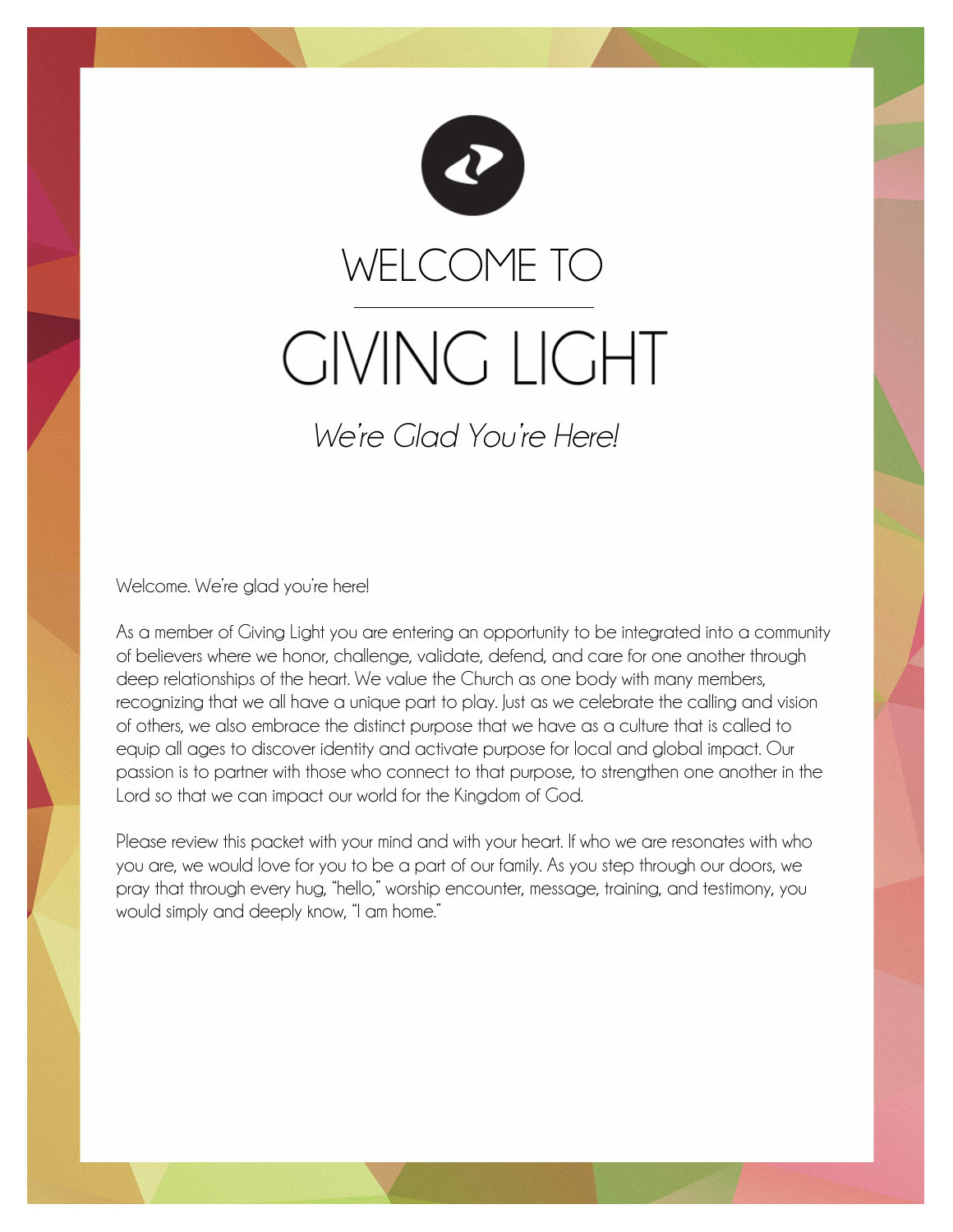# WELCOME TO

# GIVING LIGHT

*We're Glad You're Here!*

Welcome. We're glad you're here!

As a member of Giving Light you are entering an opportunity to be integrated into a community of believers where we honor, challenge, validate, defend, and care for one another through deep relationships of the heart. We value the Church as one body with many members, recognizing that we all have a unique part to play. Just as we celebrate the calling and vision of others, we also embrace the distinct purpose that we have as a culture that is called to equip all ages to discover identity and activate purpose for local and global impact. Our passion is to partner with those who connect to that purpose, to strengthen one another in the Lord so that we can impact our world for the Kingdom of God.

Please review this packet with your mind and with your heart. If who we are resonates with who you are, we would love for you to be a part of our family. As you step through our doors, we pray that through every hug, "hello," worship encounter, message, training, and testimony, you would simply and deeply know, "I am home."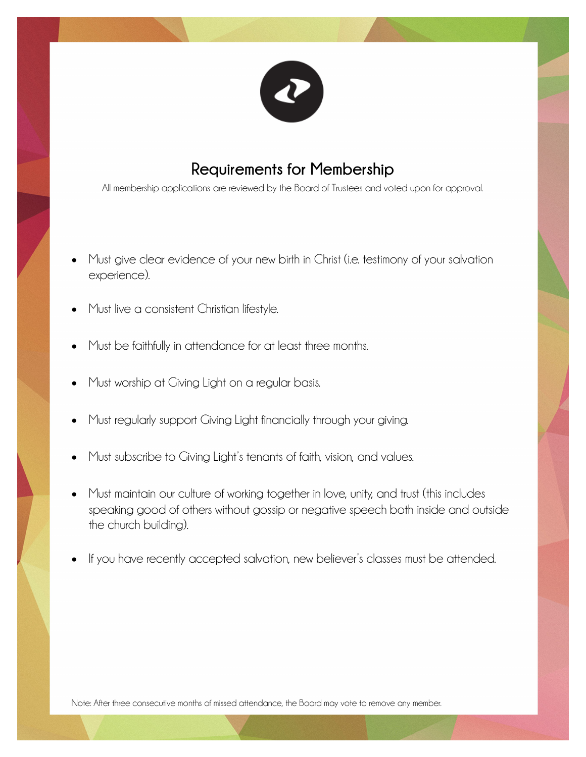## Requirements for Membership

All membership applications are reviewed by the Board of Trustees and voted upon for approval.

- Must give clear evidence of your new birth in Christ (i.e. testimony of your salvation experience).
- Must live a consistent Christian lifestyle.
- Must be faithfully in attendance for at least three months.
- Must worship at Giving Light on a regular basis.
- Must regularly support Giving Light financially through your giving.
- Must subscribe to Giving Light's tenants of faith, vision, and values.
- Must maintain our culture of working together in love, unity, and trust (this includes speaking good of others without gossip or negative speech both inside and outside the church building).
- If you have recently accepted salvation, new believer's classes must be attended.

Note: After three consecutive months of missed attendance, the Board may vote to remove any member.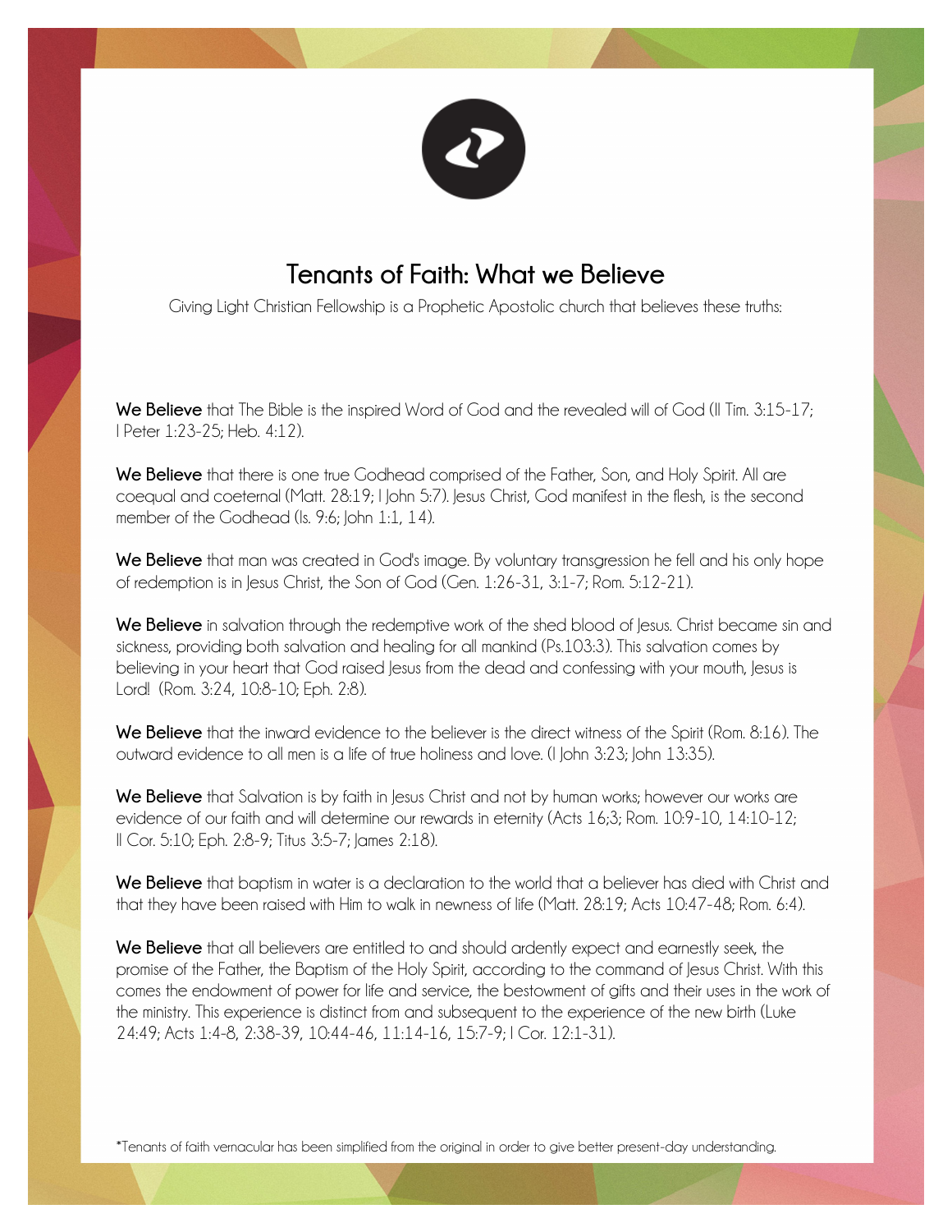# Tenants of Faith: What we Believe

Giving Light Christian Fellowship is a Prophetic Apostolic church that believes these truths:

**We Believe** that The Bible is the inspired Word of God and the revealed will of God (II Tim. 3:15-17; I Peter 1:23-25; Heb. 4:12).

**We Believe** that there is one true Godhead comprised of the Father, Son, and Holy Spirit. All are coequal and coeternal (Matt. 28:19; I John 5:7). Jesus Christ, God manifest in the flesh, is the second member of the Godhead (Is. 9:6; John 1:1, 14).

**We Believe** that man was created in God's image. By voluntary transgression he fell and his only hope of redemption is in Jesus Christ, the Son of God (Gen. 1:26-31, 3:1-7; Rom. 5:12-21).

**We Believe** in salvation through the redemptive work of the shed blood of Jesus. Christ became sin and sickness, providing both salvation and healing for all mankind (Ps.103:3). This salvation comes by believing in your heart that God raised Jesus from the dead and confessing with your mouth, Jesus is Lord! (Rom. 3:24, 10:8-10; Eph. 2:8).

**We Believe** that the inward evidence to the believer is the direct witness of the Spirit (Rom. 8:16). The outward evidence to all men is a life of true holiness and love. (I John 3:23; John 13:35).

**We Believe** that Salvation is by faith in Jesus Christ and not by human works; however our works are evidence of our faith and will determine our rewards in eternity (Acts 16;3; Rom. 10:9-10, 14:10-12; II Cor. 5:10; Eph. 2:8-9; Titus 3:5-7; James 2:18).

**We Believe** that baptism in water is a declaration to the world that a believer has died with Christ and that they have been raised with Him to walk in newness of life (Matt. 28:19; Acts 10:47-48; Rom. 6:4).

**We Believe** that all believers are entitled to and should ardently expect and earnestly seek, the promise of the Father, the Baptism of the Holy Spirit, according to the command of Jesus Christ. With this comes the endowment of power for life and service, the bestowment of gifts and their uses in the work of the ministry. This experience is distinct from and subsequent to the experience of the new birth (Luke 24:49; Acts 1:4-8, 2:38-39, 10:44-46, 11:14-16, 15:7-9; I Cor. 12:1-31).

*Tenants of faith vernacular has been simplified from the original in order to give better present-day understanding.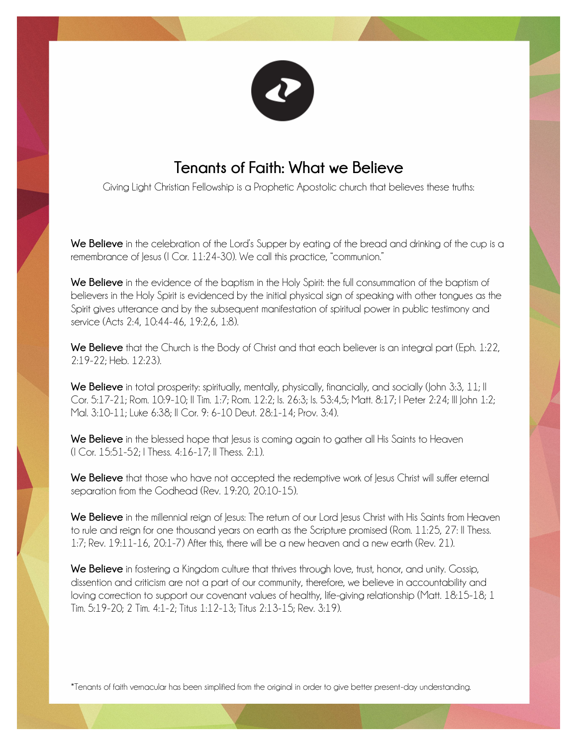## Tenants of Faith: What we Believe

Giving Light Christian Fellowship is a Prophetic Apostolic church that believes these truths:

**We Believe** in the celebration of the Lord's Supper by eating of the bread and drinking of the cup is a remembrance of Jesus (I Cor. 11:24-30). We call this practice, "communion."

**We Believe** in the evidence of the baptism in the Holy Spirit: the full consummation of the baptism of believers in the Holy Spirit is evidenced by the initial physical sign of speaking with other tongues as the Spirit gives utterance and by the subsequent manifestation of spiritual power in public testimony and service (Acts 2:4, 10:44-46, 19:2,6, 1:8).

**We Believe** that the Church is the Body of Christ and that each believer is an integral part (Eph. 1:22, 2:19-22; Heb. 12:23).

**We Believe** in total prosperity: spiritually, mentally, physically, financially, and socially (John 3:3, 11; II Cor. 5:17-21; Rom. 10:9-10; II Tim. 1:7; Rom. 12:2; Is. 26:3; Is. 53:4,5; Matt. 8:17; I Peter 2:24; III John 1:2; Mal. 3:10-11; Luke 6:38; II Cor. 9: 6-10 Deut. 28:1-14; Prov. 3:4).

**We Believe** in the blessed hope that Jesus is coming again to gather all His Saints to Heaven (I Cor. 15:51-52; I Thess. 4:16-17; II Thess. 2:1).

**We Believe** that those who have not accepted the redemptive work of Jesus Christ will suffer eternal separation from the Godhead (Rev. 19:20, 20:10-15).

**We Believe** in the millennial reign of Jesus: The return of our Lord Jesus Christ with His Saints from Heaven to rule and reign for one thousand years on earth as the Scripture promised (Rom. 11:25, 27: II Thess. 1:7; Rev. 19:11-16, 20:1-7) After this, there will be a new heaven and a new earth (Rev. 21).

**We Believe** in fostering a Kingdom culture that thrives through love, trust, honor, and unity. Gossip, dissention and criticism are not a part of our community, therefore, we believe in accountability and loving correction to support our covenant values of healthy, life-giving relationship (Matt. 18:15-18; 1 Tim. 5:19-20; 2 Tim. 4:1-2; Titus 1:12-13; Titus 2:13-15; Rev. 3:19).

*Tenants of faith vernacular has been simplified from the original in order to give better present-day understanding.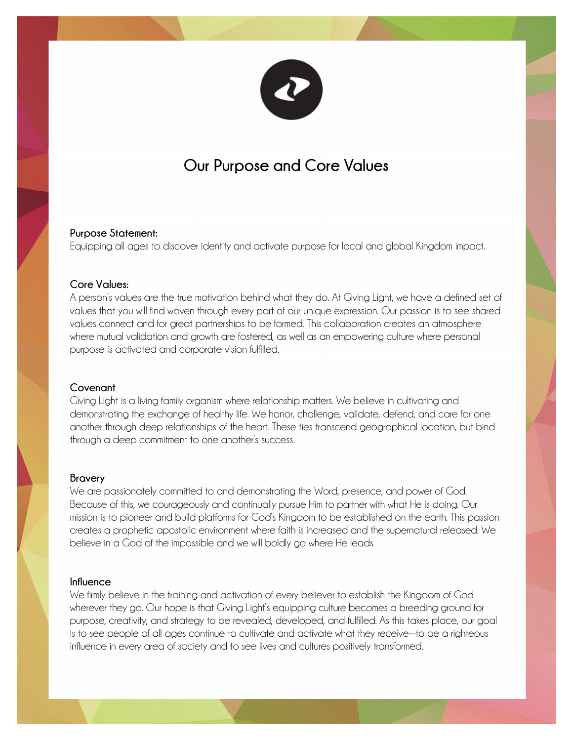# Our Purpose and Core Values

**Purpose Statement:**
Equipping all ages to discover identity and activate purpose for local and global Kingdom impact.

**Core Values:**
A person's values are the true motivation behind what they do. At Giving Light, we have a defined set of values that you will find woven through every part of our unique expression. Our passion is to see shared values connect and for great partnerships to be formed. This collaboration creates an atmosphere where mutual validation and growth are fostered, as well as an empowering culture where personal purpose is activated and corporate vision fulfilled.

**Covenant**
Giving Light is a living family organism where relationship matters. We believe in cultivating and demonstrating the exchange of healthy life. We honor, challenge, validate, defend, and care for one another through deep relationships of the heart. These ties transcend geographical location, but bind through a deep commitment to one another's success.

**Bravery**
We are passionately committed to and demonstrating the Word, presence, and power of God. Because of this, we courageously and continually pursue Him to partner with what He is doing. Our mission is to pioneer and build platforms for God's Kingdom to be established on the earth. This passion creates a prophetic apostolic environment where faith is increased and the supernatural released. We believe in a God of the impossible and we will boldly go where He leads.

**Influence**
We firmly believe in the training and activation of every believer to establish the Kingdom of God wherever they go. Our hope is that Giving Light's equipping culture becomes a breeding ground for purpose, creativity, and strategy to be revealed, developed, and fulfilled. As this takes place, our goal is to see people of all ages continue to cultivate and activate what they receive—to be a righteous influence in every area of society and to see lives and cultures positively transformed.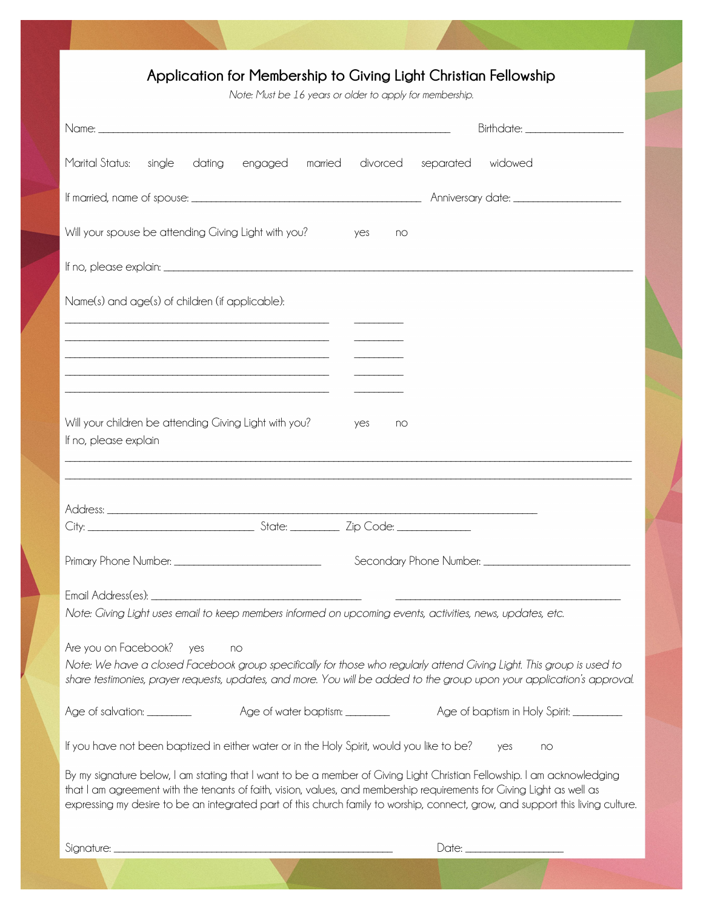# Application for Membership to Giving Light Christian Fellowship

*Note: Must be 16 years or older to apply for membership.*

Name: ___________________________________________________________________ Birthdate: __________________

Marital Status: single dating engaged married divorced separated widowed

If married, name of spouse: ____________________________________________ Anniversary date: ____________________

Will your spouse be attending Giving Light with you? yes no

If no, please explain: ____________________________________________________________________________________________

Name(s) and age(s) of children (if applicable):

__________________________________________________ _________

__________________________________________________ _________

__________________________________________________ _________

__________________________________________________ _________

__________________________________________________ _________

Will your children be attending Giving Light with you? yes no

If no, please explain

____________________________________________________________________________________________________________

____________________________________________________________________________________________________________

Address: ________________________________________________________________________________________

City: _______________________________ State: _________ Zip Code: ______________

Primary Phone Number: ___________________________ Secondary Phone Number: ___________________________

Email Address(es): _______________________________________ __________________________________________

*Note: Giving Light uses email to keep members informed on upcoming events, activities, news, updates, etc.*

Are you on Facebook? yes no

*Note: We have a closed Facebook group specifically for those who regularly attend Giving Light. This group is used to share testimonies, prayer requests, updates, and more. You will be added to the group upon your application's approval.*

Age of salvation: ________ Age of water baptism: ________ Age of baptism in Holy Spirit: _________

If you have not been baptized in either water or in the Holy Spirit, would you like to be? yes no

By my signature below, I am stating that I want to be a member of Giving Light Christian Fellowship. I am acknowledging that I am agreement with the tenants of faith, vision, values, and membership requirements for Giving Light as well as expressing my desire to be an integrated part of this church family to worship, connect, grow, and support this living culture.

Signature: ____________________________________________________ Date: __________________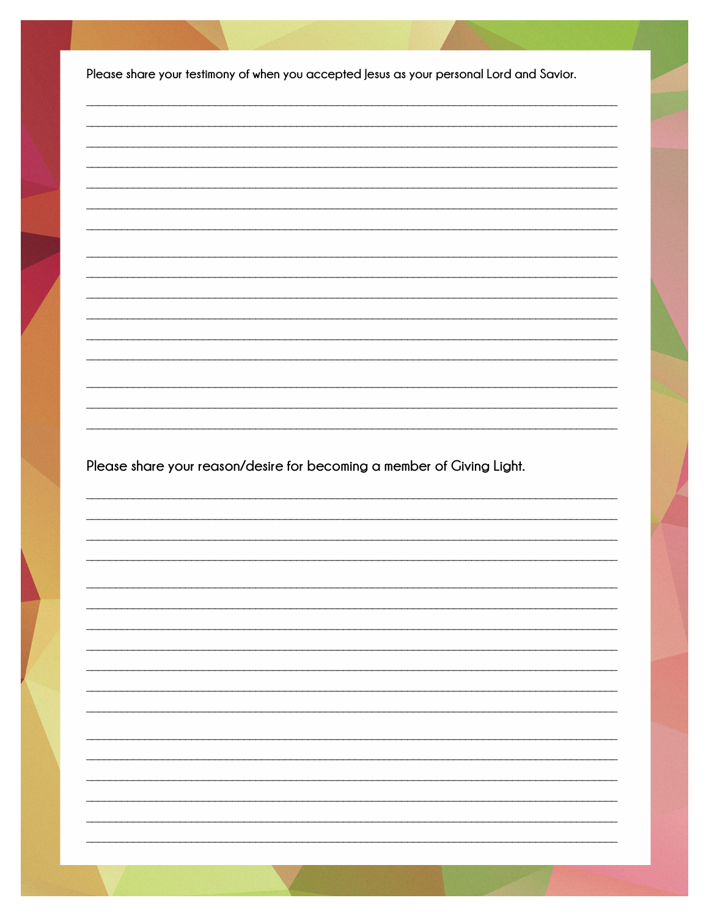Please share your testimony of when you accepted Jesus as your personal Lord and Savior.

\_\_\_\_\_\_\_\_\_\_\_\_\_\_\_\_\_\_\_\_\_\_\_\_\_\_\_\_\_\_\_\_\_\_\_\_\_\_\_\_\_\_\_\_\_\_\_\_\_\_\_\_\_\_\_\_\_\_\_\_\_\_\_\_\_\_\_\_\_\_\_\_\_\_\_\_\_\_

\_\_\_\_\_\_\_\_\_\_\_\_\_\_\_\_\_\_\_\_\_\_\_\_\_\_\_\_\_\_\_\_\_\_\_\_\_\_\_\_\_\_\_\_\_\_\_\_\_\_\_\_\_\_\_\_\_\_\_\_\_\_\_\_\_\_\_\_\_\_\_\_\_\_\_\_\_\_

\_\_\_\_\_\_\_\_\_\_\_\_\_\_\_\_\_\_\_\_\_\_\_\_\_\_\_\_\_\_\_\_\_\_\_\_\_\_\_\_\_\_\_\_\_\_\_\_\_\_\_\_\_\_\_\_\_\_\_\_\_\_\_\_\_\_\_\_\_\_\_\_\_\_\_\_\_\_

\_\_\_\_\_\_\_\_\_\_\_\_\_\_\_\_\_\_\_\_\_\_\_\_\_\_\_\_\_\_\_\_\_\_\_\_\_\_\_\_\_\_\_\_\_\_\_\_\_\_\_\_\_\_\_\_\_\_\_\_\_\_\_\_\_\_\_\_\_\_\_\_\_\_\_\_\_\_

\_\_\_\_\_\_\_\_\_\_\_\_\_\_\_\_\_\_\_\_\_\_\_\_\_\_\_\_\_\_\_\_\_\_\_\_\_\_\_\_\_\_\_\_\_\_\_\_\_\_\_\_\_\_\_\_\_\_\_\_\_\_\_\_\_\_\_\_\_\_\_\_\_\_\_\_\_\_

\_\_\_\_\_\_\_\_\_\_\_\_\_\_\_\_\_\_\_\_\_\_\_\_\_\_\_\_\_\_\_\_\_\_\_\_\_\_\_\_\_\_\_\_\_\_\_\_\_\_\_\_\_\_\_\_\_\_\_\_\_\_\_\_\_\_\_\_\_\_\_\_\_\_\_\_\_\_

Please share your reason/desire for becoming a member of Giving Light.

\_\_\_\_\_\_\_\_\_\_\_\_\_\_\_\_\_\_\_\_\_\_\_\_\_\_\_\_\_\_\_\_\_\_\_\_\_\_\_\_\_\_\_\_\_\_\_\_\_\_\_\_\_\_\_\_\_\_\_\_\_\_\_\_\_\_\_\_\_\_\_\_\_\_\_\_\_\_

\_\_\_\_\_\_\_\_\_\_\_\_\_\_\_\_\_\_\_\_\_\_\_\_\_\_\_\_\_\_\_\_\_\_\_\_\_\_\_\_\_\_\_\_\_\_\_\_\_\_\_\_\_\_\_\_\_\_\_\_\_\_\_\_\_\_\_\_\_\_\_\_\_\_\_\_\_\_

\_\_\_\_\_\_\_\_\_\_\_\_\_\_\_\_\_\_\_\_\_\_\_\_\_\_\_\_\_\_\_\_\_\_\_\_\_\_\_\_\_\_\_\_\_\_\_\_\_\_\_\_\_\_\_\_\_\_\_\_\_\_\_\_\_\_\_\_\_\_\_\_\_\_\_\_\_\_

\_\_\_\_\_\_\_\_\_\_\_\_\_\_\_\_\_\_\_\_\_\_\_\_\_\_\_\_\_\_\_\_\_\_\_\_\_\_\_\_\_\_\_\_\_\_\_\_\_\_\_\_\_\_\_\_\_\_\_\_\_\_\_\_\_\_\_\_\_\_\_\_\_\_\_\_\_\_

\_\_\_\_\_\_\_\_\_\_\_\_\_\_\_\_\_\_\_\_\_\_\_\_\_\_\_\_\_\_\_\_\_\_\_\_\_\_\_\_\_\_\_\_\_\_\_\_\_\_\_\_\_\_\_\_\_\_\_\_\_\_\_\_\_\_\_\_\_\_\_\_\_\_\_\_\_\_

\_\_\_\_\_\_\_\_\_\_\_\_\_\_\_\_\_\_\_\_\_\_\_\_\_\_\_\_\_\_\_\_\_\_\_\_\_\_\_\_\_\_\_\_\_\_\_\_\_\_\_\_\_\_\_\_\_\_\_\_\_\_\_\_\_\_\_\_\_\_\_\_\_\_\_\_\_\_